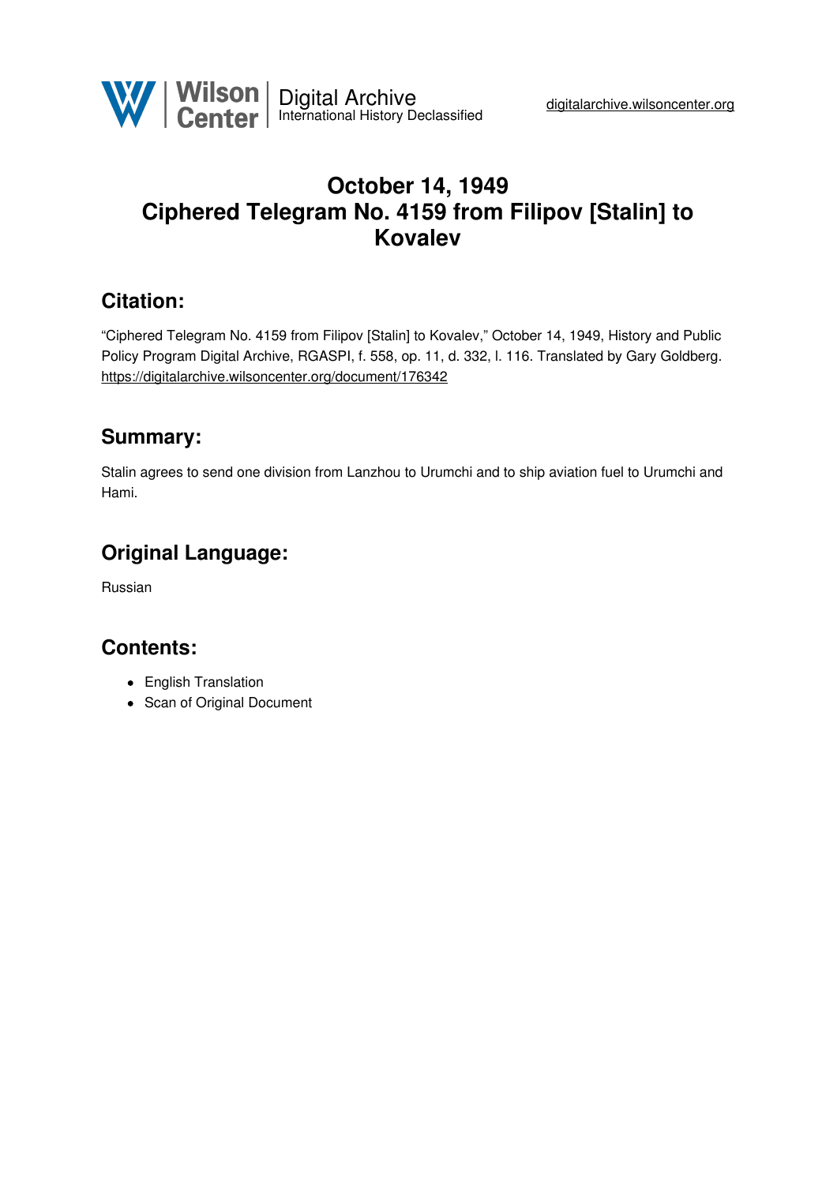# October 14, 1949
# Ciphered Telegram No. 4159 from Filipov [Stalin] to Kovalev

## Citation:

"Ciphered Telegram No. 4159 from Filipov [Stalin] to Kovalev," October 14, 1949, History and Public Policy Program Digital Archive, RGASPI, f. 558, op. 11, d. 332, l. 116. Translated by Gary Goldberg.
https://digitalarchive.wilsoncenter.org/document/176342

## Summary:

Stalin agrees to send one division from Lanzhou to Urumchi and to ship aviation fuel to Urumchi and Hami.

## Original Language:

Russian

## Contents:

- English Translation
- Scan of Original Document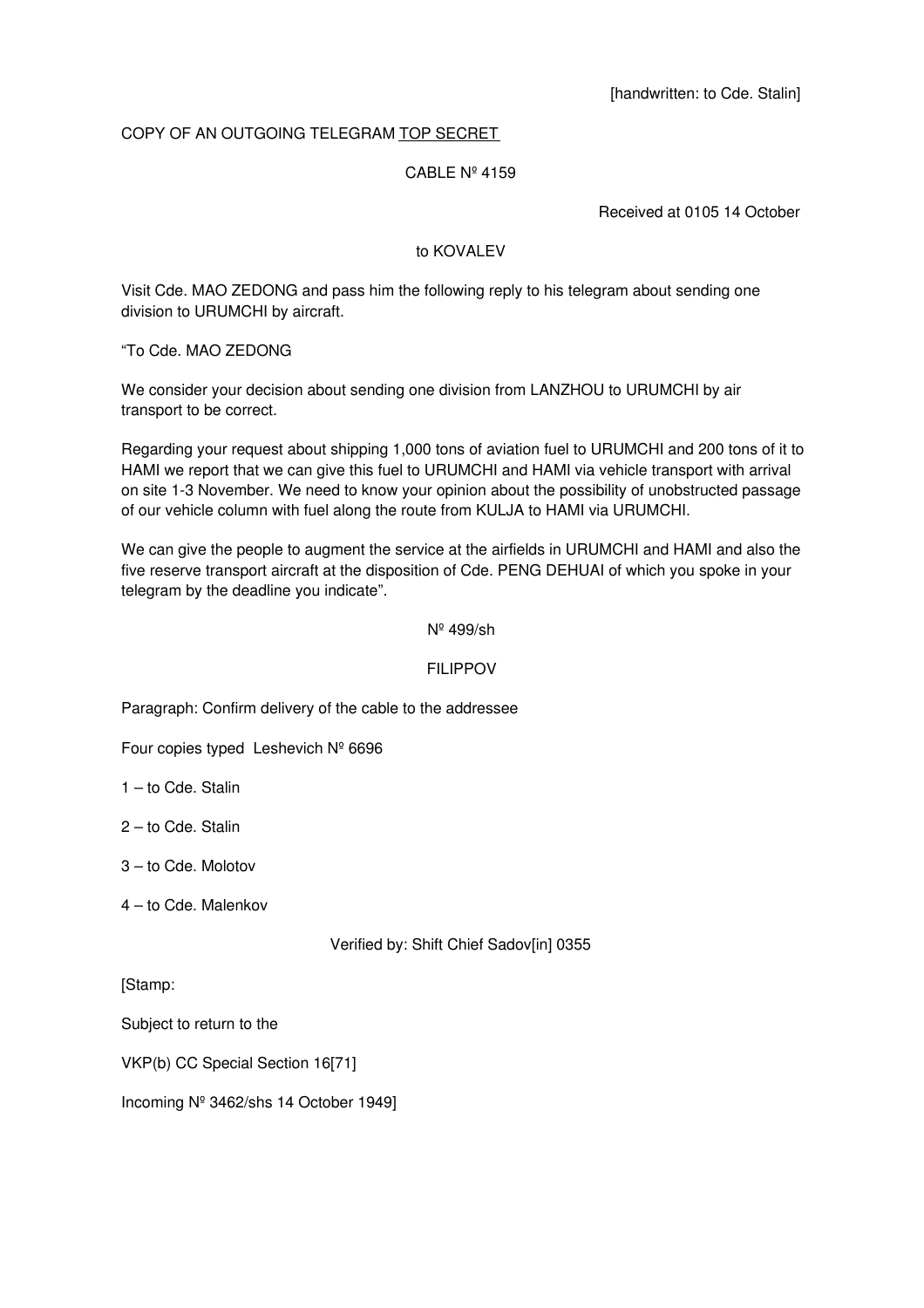[handwritten: to Cde. Stalin]

COPY OF AN OUTGOING TELEGRAM TOP SECRET

CABLE Nº 4159

Received at 0105 14 October

to KOVALEV

Visit Cde. MAO ZEDONG and pass him the following reply to his telegram about sending one division to URUMCHI by aircraft.

"To Cde. MAO ZEDONG

We consider your decision about sending one division from LANZHOU to URUMCHI by air transport to be correct.

Regarding your request about shipping 1,000 tons of aviation fuel to URUMCHI and 200 tons of it to HAMI we report that we can give this fuel to URUMCHI and HAMI via vehicle transport with arrival on site 1-3 November. We need to know your opinion about the possibility of unobstructed passage of our vehicle column with fuel along the route from KULJA to HAMI via URUMCHI.

We can give the people to augment the service at the airfields in URUMCHI and HAMI and also the five reserve transport aircraft at the disposition of Cde. PENG DEHUAI of which you spoke in your telegram by the deadline you indicate".

Nº 499/sh

FILIPPOV

Paragraph: Confirm delivery of the cable to the addressee

Four copies typed Leshevich Nº 6696

1 – to Cde. Stalin

2 – to Cde. Stalin

3 – to Cde. Molotov

4 – to Cde. Malenkov

Verified by: Shift Chief Sadov[in] 0355

[Stamp:

Subject to return to the

VKP(b) CC Special Section 16[71]

Incoming Nº 3462/shs 14 October 1949]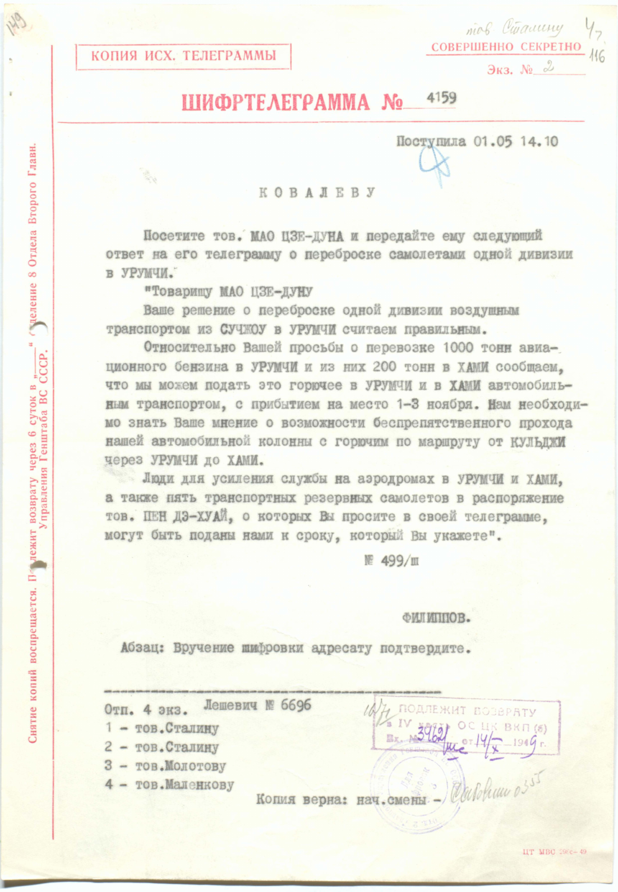тов. Сталину

**СОВЕРШЕННО СЕКРЕТНО**

Экз. № 2

КОПИЯ ИСХ. ТЕЛЕГРАММЫ

# ШИФРТЕЛЕГРАММА № 4159

Поступила 01.05 14.10

К О В А Л Е В У

Посетите тов. МАО ЦЗЕ-ДУНА и передайте ему следующий ответ на его телеграмму о переброске самолетами одной дивизии в УРУМЧИ.

"Товарищу МАО ЦЗЕ-ДУНУ

Ваше решение о переброске одной дивизии воздушным транспортом из СУЧЖОУ в УРУМЧИ считаем правильным.

Относительно Вашей просьбы о перевозке 1000 тонн авиационного бензина в УРУМЧИ и из них 200 тонн в ХАМИ сообщаем, что мы можем подать это горючее в УРУМЧИ и в ХАМИ автомобильным транспортом, с прибытием на место 1-3 ноября. Нам необходимо знать Ваше мнение о возможности беспрепятственного прохода нашей автомобильной колонны с горючим по маршруту от КУЛЬДЖИ через УРУМЧИ до ХАМИ.

Люди для усиления службы на аэродромах в УРУМЧИ и ХАМИ, а также пять транспортных резервных самолетов в распоряжение тов. ПЕН ДЭ-ХУАЙ, о которых Вы просите в своей телеграмме, могут быть поданы нами к сроку, который Вы укажете".

№ 499/ш

ФИЛИППОВ.

Абзац: Вручение шифровки адресату подтвердите.

---

Отп. 4 экз. Лешевич № 6696

1 - тов.Сталину
2 - тов.Сталину
3 - тов.Молотову
4 - тов.Маленкову

Копия верна: нач.смены -

ПОДЛЕЖИТ ВОЗВРАТУ в IV часть ОС ЦК ВКП (б)
Вх. № 3962/шс от 14/X 1949 г.

Снятие копий воспрещается. Подлежит возврату через 6 суток в "Отделение 8 Отдела Второго Главн. Управления Генштаба ВС СССР.